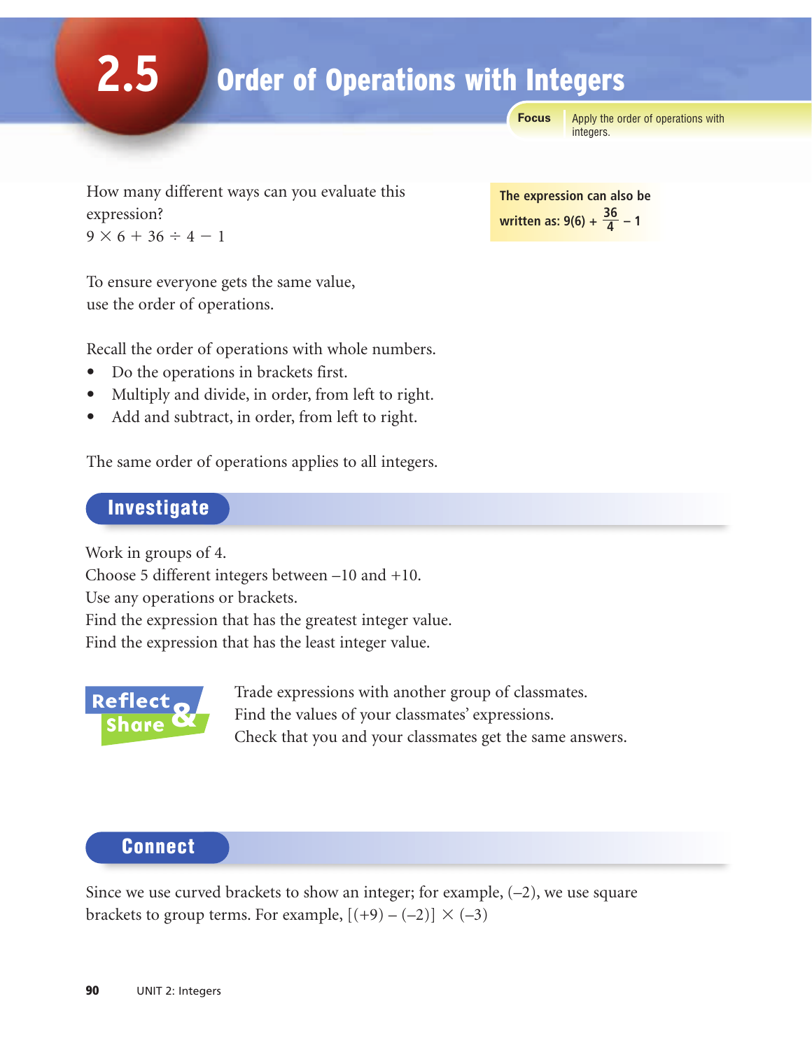# 2.5 Order of Operations with Integers

**Focus** Apply the order of operations with integers.

How many different ways can you evaluate this expression?

$9 \times 6 + 36 \div 4 - 1$

The expression can also be written as: $9(6) + \frac{36}{4} - 1$

To ensure everyone gets the same value, use the order of operations.

Recall the order of operations with whole numbers.

- Do the operations in brackets first.
- Multiply and divide, in order, from left to right.
- Add and subtract, in order, from left to right.

The same order of operations applies to all integers.

## Investigate

Work in groups of 4.
Choose 5 different integers between –10 and +10.
Use any operations or brackets.
Find the expression that has the greatest integer value.
Find the expression that has the least integer value.

### Reflect & Share

Trade expressions with another group of classmates.
Find the values of your classmates' expressions.
Check that you and your classmates get the same answers.

## Connect

Since we use curved brackets to show an integer; for example, (–2), we use square brackets to group terms. For example, $[(+9) - (-2)] \times (-3)$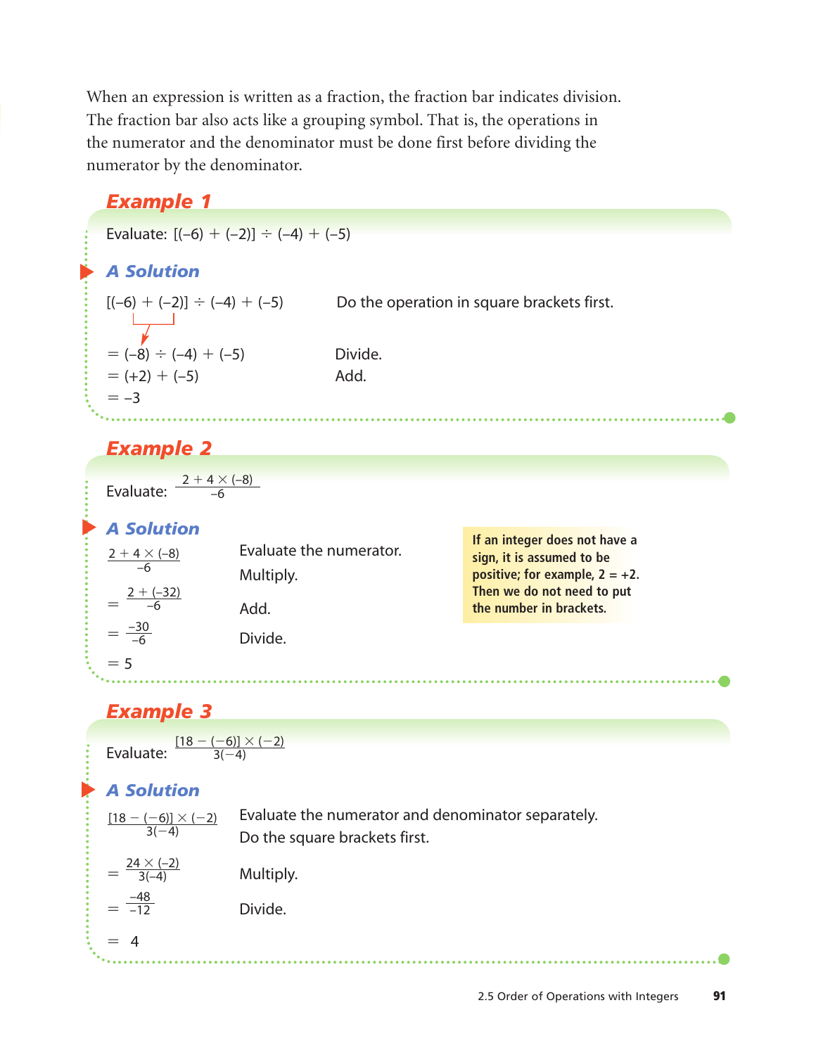When an expression is written as a fraction, the fraction bar indicates division. The fraction bar also acts like a grouping symbol. That is, the operations in the numerator and the denominator must be done first before dividing the numerator by the denominator.

## Example 1

Evaluate: $[(-6) + (-2)] \div (-4) + (-5)$

### A Solution

$[(-6) + (-2)] \div (-4) + (-5)$ — Do the operation in square brackets first.

$= (-8) \div (-4) + (-5)$ — Divide.

$= (+2) + (-5)$ — Add.

$= -3$

## Example 2

Evaluate: $\dfrac{2 + 4 \times (-8)}{-6}$

### A Solution

$\dfrac{2 + 4 \times (-8)}{-6}$ — Evaluate the numerator. Multiply.

$= \dfrac{2 + (-32)}{-6}$ — Add.

$= \dfrac{-30}{-6}$ — Divide.

$= 5$

**If an integer does not have a sign, it is assumed to be positive; for example, 2 = +2. Then we do not need to put the number in brackets.**

## Example 3

Evaluate: $\dfrac{[18 - (-6)] \times (-2)}{3(-4)}$

### A Solution

$\dfrac{[18 - (-6)] \times (-2)}{3(-4)}$ — Evaluate the numerator and denominator separately. Do the square brackets first.

$= \dfrac{24 \times (-2)}{3(-4)}$ — Multiply.

$= \dfrac{-48}{-12}$ — Divide.

$= 4$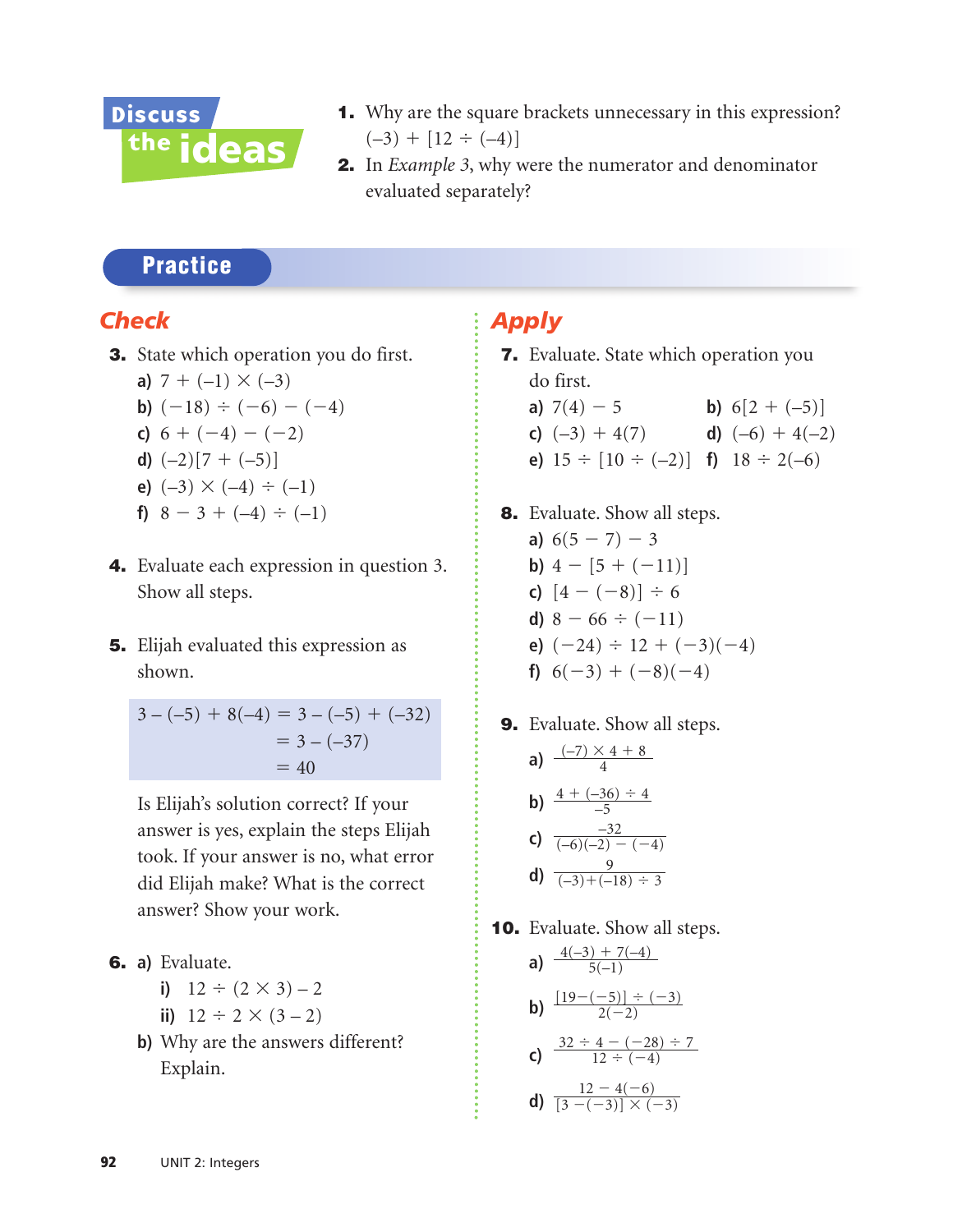## Discuss the ideas

1. Why are the square brackets unnecessary in this expression?
   $(-3) + [12 \div (-4)]$
2. In *Example 3*, why were the numerator and denominator evaluated separately?

## Practice

### Check

3. State which operation you do first.
   a) $7 + (-1) \times (-3)$
   b) $(-18) \div (-6) - (-4)$
   c) $6 + (-4) - (-2)$
   d) $(-2)[7 + (-5)]$
   e) $(-3) \times (-4) \div (-1)$
   f) $8 - 3 + (-4) \div (-1)$

4. Evaluate each expression in question 3. Show all steps.

5. Elijah evaluated this expression as shown.

$$\begin{aligned} 3 - (-5) + 8(-4) &= 3 - (-5) + (-32) \\ &= 3 - (-37) \\ &= 40 \end{aligned}$$

   Is Elijah's solution correct? If your answer is yes, explain the steps Elijah took. If your answer is no, what error did Elijah make? What is the correct answer? Show your work.

6. a) Evaluate.
      i) $12 \div (2 \times 3) - 2$
      ii) $12 \div 2 \times (3 - 2)$
   b) Why are the answers different? Explain.

### Apply

7. Evaluate. State which operation you do first.
   a) $7(4) - 5$
   b) $6[2 + (-5)]$
   c) $(-3) + 4(7)$
   d) $(-6) + 4(-2)$
   e) $15 \div [10 \div (-2)]$
   f) $18 \div 2(-6)$

8. Evaluate. Show all steps.
   a) $6(5 - 7) - 3$
   b) $4 - [5 + (-11)]$
   c) $[4 - (-8)] \div 6$
   d) $8 - 66 \div (-11)$
   e) $(-24) \div 12 + (-3)(-4)$
   f) $6(-3) + (-8)(-4)$

9. Evaluate. Show all steps.
   a) $\dfrac{(-7) \times 4 + 8}{4}$
   b) $\dfrac{4 + (-36) \div 4}{-5}$
   c) $\dfrac{-32}{(-6)(-2) - (-4)}$
   d) $\dfrac{9}{(-3) + (-18) \div 3}$

10. Evaluate. Show all steps.
    a) $\dfrac{4(-3) + 7(-4)}{5(-1)}$
    b) $\dfrac{[19 - (-5)] \div (-3)}{2(-2)}$
    c) $\dfrac{32 \div 4 - (-28) \div 7}{12 \div (-4)}$
    d) $\dfrac{12 - 4(-6)}{[3 - (-3)] \times (-3)}$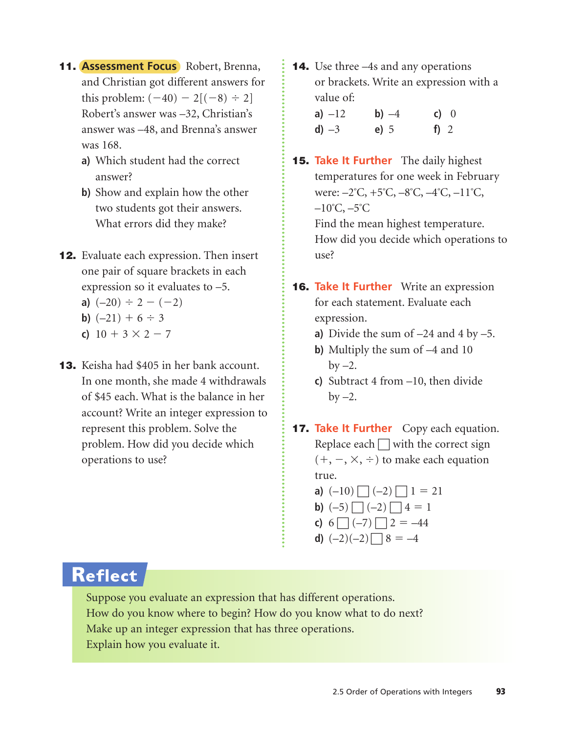11. **Assessment Focus** Robert, Brenna, and Christian got different answers for this problem: $(-40) - 2[(-8) \div 2]$
Robert's answer was –32, Christian's answer was –48, and Brenna's answer was 168.

    a) Which student had the correct answer?
    b) Show and explain how the other two students got their answers. What errors did they make?

12. Evaluate each expression. Then insert one pair of square brackets in each expression so it evaluates to –5.

    a) $(-20) \div 2 - (-2)$
    b) $(-21) + 6 \div 3$
    c) $10 + 3 \times 2 - 7$

13. Keisha had $405 in her bank account. In one month, she made 4 withdrawals of $45 each. What is the balance in her account? Write an integer expression to represent this problem. Solve the problem. How did you decide which operations to use?

14. Use three –4s and any operations or brackets. Write an expression with a value of:

    a) –12
    b) –4
    c) 0
    d) –3
    e) 5
    f) 2

15. **Take It Further** The daily highest temperatures for one week in February were: –2°C, +5°C, –8°C, –4°C, –11°C, –10°C, –5°C
Find the mean highest temperature. How did you decide which operations to use?

16. **Take It Further** Write an expression for each statement. Evaluate each expression.

    a) Divide the sum of –24 and 4 by –5.
    b) Multiply the sum of –4 and 10 by –2.
    c) Subtract 4 from –10, then divide by –2.

17. **Take It Further** Copy each equation. Replace each □ with the correct sign (+, −, ×, ÷) to make each equation true.

    a) (–10) □ (–2) □ 1 = 21
    b) (–5) □ (–2) □ 4 = 1
    c) 6 □ (–7) □ 2 = –44
    d) (–2)(–2) □ 8 = –4

## Reflect

Suppose you evaluate an expression that has different operations.
How do you know where to begin? How do you know what to do next?
Make up an integer expression that has three operations.
Explain how you evaluate it.